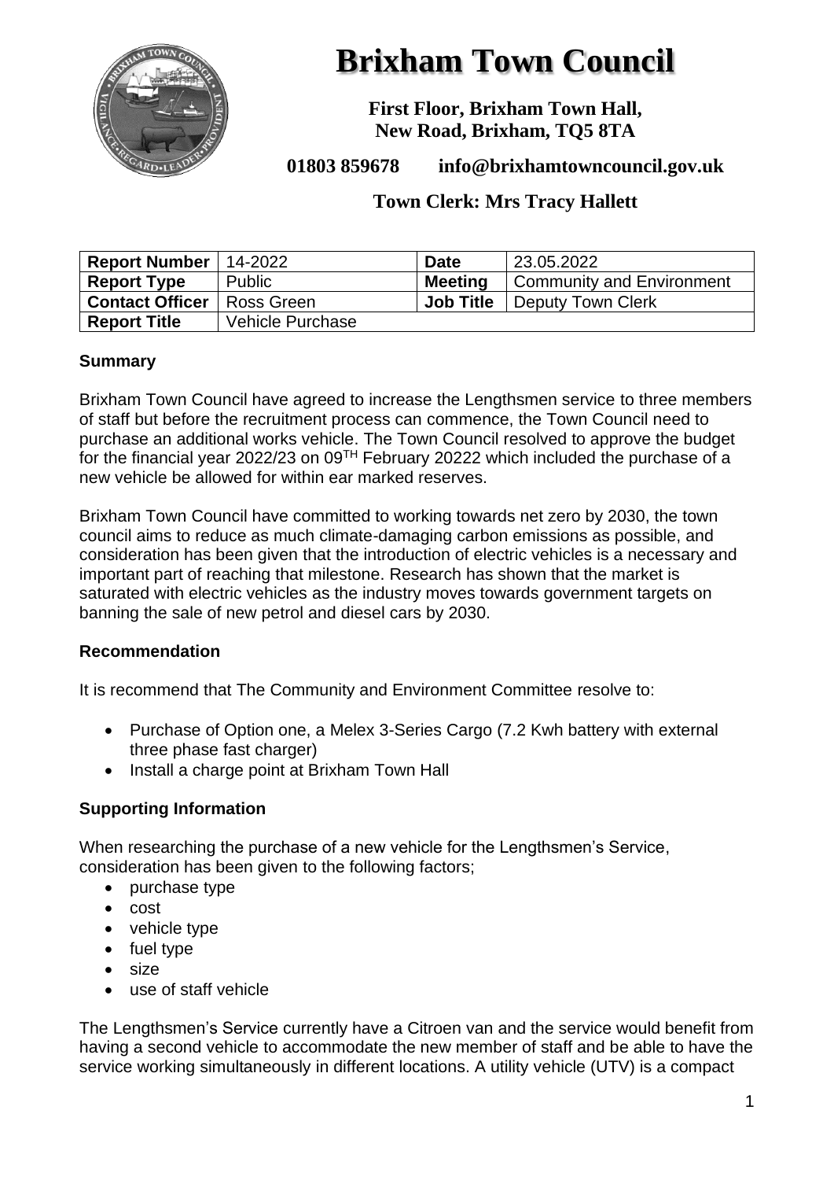# Brixham Town Council

**First Floor, Brixham Town Hall,**
**New Road, Brixham, TQ5 8TA**

**01803 859678    info@brixhamtowncouncil.gov.uk**

**Town Clerk: Mrs Tracy Hallett**

| **Report Number** | 14-2022 | **Date** | 23.05.2022 |
|---|---|---|---|
| **Report Type** | Public | **Meeting** | Community and Environment |
| **Contact Officer** | Ross Green | **Job Title** | Deputy Town Clerk |
| **Report Title** | Vehicle Purchase | | |

### Summary

Brixham Town Council have agreed to increase the Lengthsmen service to three members of staff but before the recruitment process can commence, the Town Council need to purchase an additional works vehicle. The Town Council resolved to approve the budget for the financial year 2022/23 on 09TH February 20222 which included the purchase of a new vehicle be allowed for within ear marked reserves.

Brixham Town Council have committed to working towards net zero by 2030, the town council aims to reduce as much climate-damaging carbon emissions as possible, and consideration has been given that the introduction of electric vehicles is a necessary and important part of reaching that milestone. Research has shown that the market is saturated with electric vehicles as the industry moves towards government targets on banning the sale of new petrol and diesel cars by 2030.

### Recommendation

It is recommend that The Community and Environment Committee resolve to:

- Purchase of Option one, a Melex 3-Series Cargo (7.2 Kwh battery with external three phase fast charger)
- Install a charge point at Brixham Town Hall

### Supporting Information

When researching the purchase of a new vehicle for the Lengthsmen's Service, consideration has been given to the following factors;

- purchase type
- cost
- vehicle type
- fuel type
- size
- use of staff vehicle

The Lengthsmen's Service currently have a Citroen van and the service would benefit from having a second vehicle to accommodate the new member of staff and be able to have the service working simultaneously in different locations. A utility vehicle (UTV) is a compact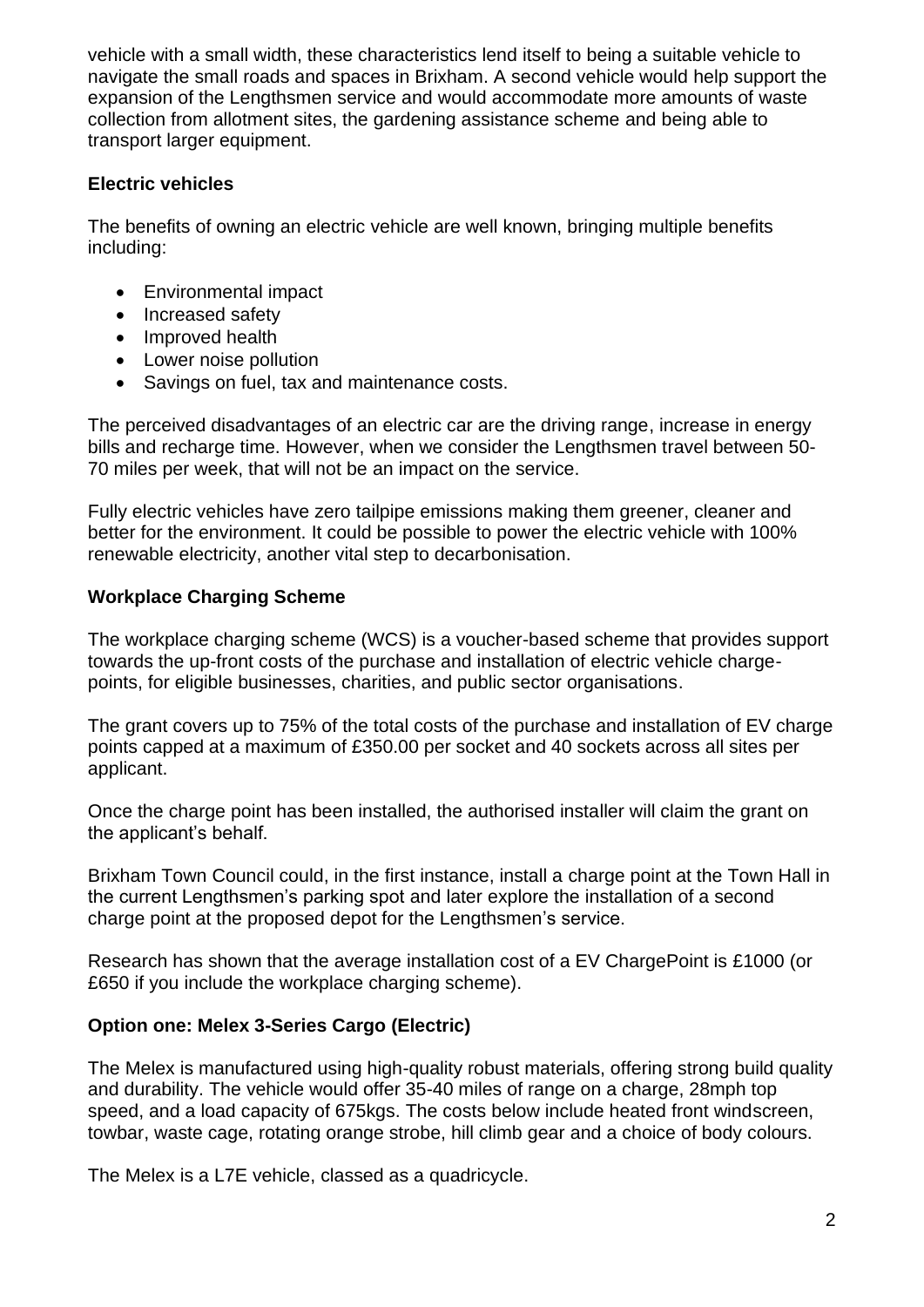vehicle with a small width, these characteristics lend itself to being a suitable vehicle to navigate the small roads and spaces in Brixham. A second vehicle would help support the expansion of the Lengthsmen service and would accommodate more amounts of waste collection from allotment sites, the gardening assistance scheme and being able to transport larger equipment.

### Electric vehicles

The benefits of owning an electric vehicle are well known, bringing multiple benefits including:

- Environmental impact
- Increased safety
- Improved health
- Lower noise pollution
- Savings on fuel, tax and maintenance costs.

The perceived disadvantages of an electric car are the driving range, increase in energy bills and recharge time. However, when we consider the Lengthsmen travel between 50-70 miles per week, that will not be an impact on the service.

Fully electric vehicles have zero tailpipe emissions making them greener, cleaner and better for the environment. It could be possible to power the electric vehicle with 100% renewable electricity, another vital step to decarbonisation.

### Workplace Charging Scheme

The workplace charging scheme (WCS) is a voucher-based scheme that provides support towards the up-front costs of the purchase and installation of electric vehicle charge-points, for eligible businesses, charities, and public sector organisations.

The grant covers up to 75% of the total costs of the purchase and installation of EV charge points capped at a maximum of £350.00 per socket and 40 sockets across all sites per applicant.

Once the charge point has been installed, the authorised installer will claim the grant on the applicant's behalf.

Brixham Town Council could, in the first instance, install a charge point at the Town Hall in the current Lengthsmen's parking spot and later explore the installation of a second charge point at the proposed depot for the Lengthsmen's service.

Research has shown that the average installation cost of a EV ChargePoint is £1000 (or £650 if you include the workplace charging scheme).

### Option one: Melex 3-Series Cargo (Electric)

The Melex is manufactured using high-quality robust materials, offering strong build quality and durability. The vehicle would offer 35-40 miles of range on a charge, 28mph top speed, and a load capacity of 675kgs. The costs below include heated front windscreen, towbar, waste cage, rotating orange strobe, hill climb gear and a choice of body colours.

The Melex is a L7E vehicle, classed as a quadricycle.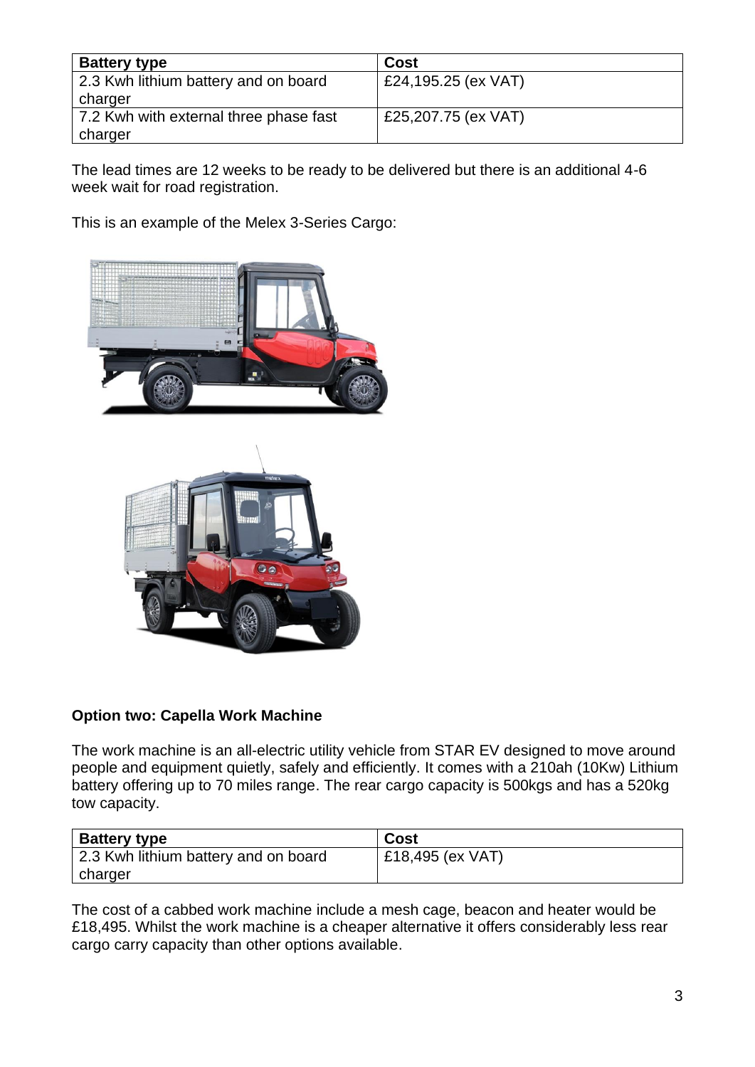| Battery type | Cost |
| --- | --- |
| 2.3 Kwh lithium battery and on board charger | £24,195.25 (ex VAT) |
| 7.2 Kwh with external three phase fast charger | £25,207.75 (ex VAT) |

The lead times are 12 weeks to be ready to be delivered but there is an additional 4-6 week wait for road registration.

This is an example of the Melex 3-Series Cargo:

**Option two: Capella Work Machine**

The work machine is an all-electric utility vehicle from STAR EV designed to move around people and equipment quietly, safely and efficiently. It comes with a 210ah (10Kw) Lithium battery offering up to 70 miles range. The rear cargo capacity is 500kgs and has a 520kg tow capacity.

| Battery type | Cost |
| --- | --- |
| 2.3 Kwh lithium battery and on board charger | £18,495 (ex VAT) |

The cost of a cabbed work machine include a mesh cage, beacon and heater would be £18,495. Whilst the work machine is a cheaper alternative it offers considerably less rear cargo carry capacity than other options available.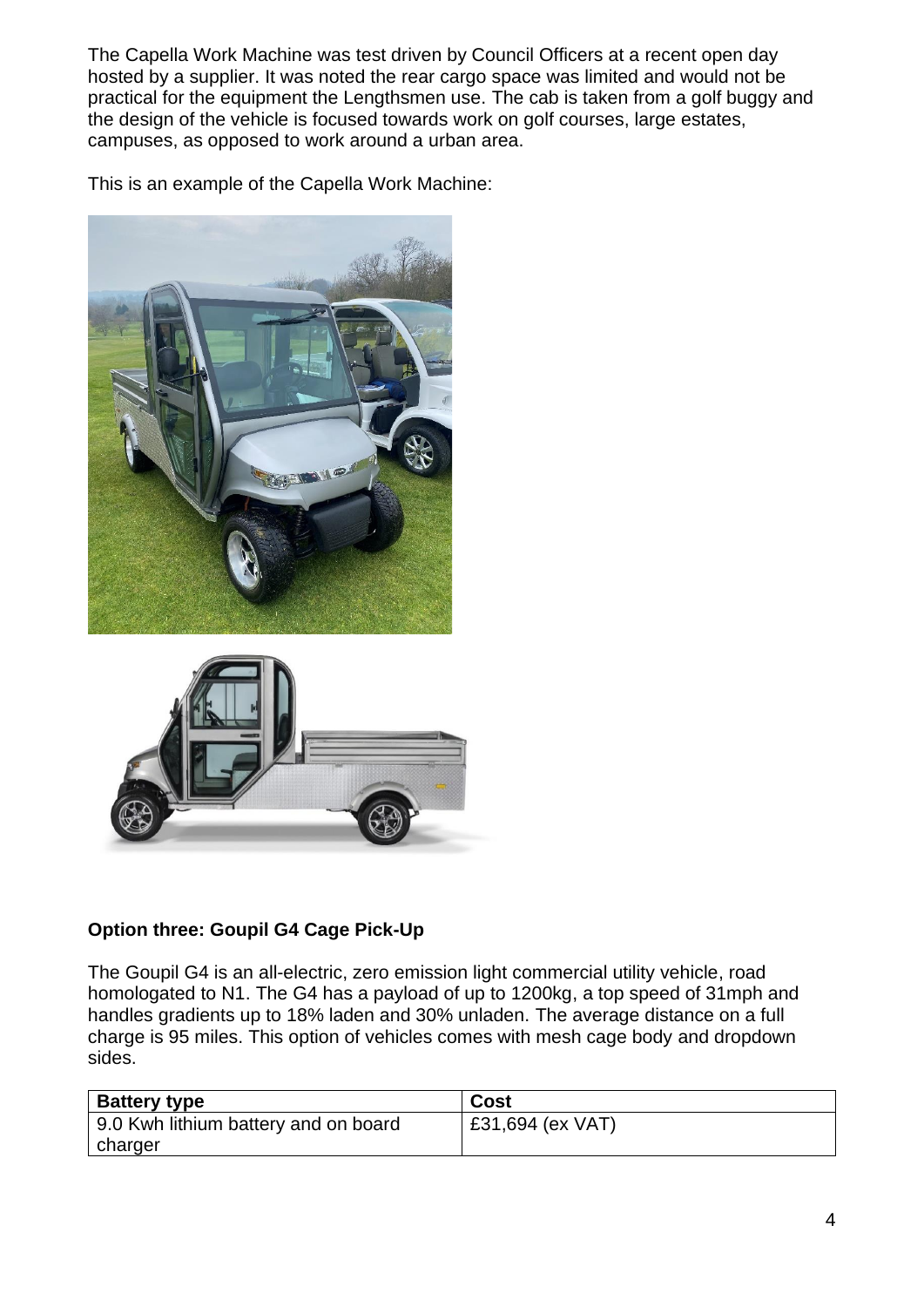The Capella Work Machine was test driven by Council Officers at a recent open day hosted by a supplier. It was noted the rear cargo space was limited and would not be practical for the equipment the Lengthsmen use. The cab is taken from a golf buggy and the design of the vehicle is focused towards work on golf courses, large estates, campuses, as opposed to work around a urban area.

This is an example of the Capella Work Machine:

**Option three: Goupil G4 Cage Pick-Up**

The Goupil G4 is an all-electric, zero emission light commercial utility vehicle, road homologated to N1. The G4 has a payload of up to 1200kg, a top speed of 31mph and handles gradients up to 18% laden and 30% unladen. The average distance on a full charge is 95 miles. This option of vehicles comes with mesh cage body and dropdown sides.

| Battery type | Cost |
| --- | --- |
| 9.0 Kwh lithium battery and on board charger | £31,694 (ex VAT) |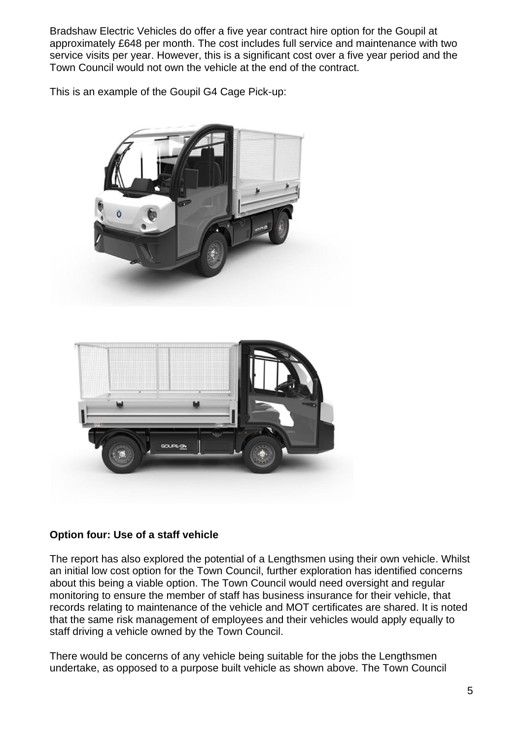Bradshaw Electric Vehicles do offer a five year contract hire option for the Goupil at approximately £648 per month. The cost includes full service and maintenance with two service visits per year. However, this is a significant cost over a five year period and the Town Council would not own the vehicle at the end of the contract.

This is an example of the Goupil G4 Cage Pick-up:

**Option four: Use of a staff vehicle**

The report has also explored the potential of a Lengthsmen using their own vehicle. Whilst an initial low cost option for the Town Council, further exploration has identified concerns about this being a viable option. The Town Council would need oversight and regular monitoring to ensure the member of staff has business insurance for their vehicle, that records relating to maintenance of the vehicle and MOT certificates are shared. It is noted that the same risk management of employees and their vehicles would apply equally to staff driving a vehicle owned by the Town Council.

There would be concerns of any vehicle being suitable for the jobs the Lengthsmen undertake, as opposed to a purpose built vehicle as shown above. The Town Council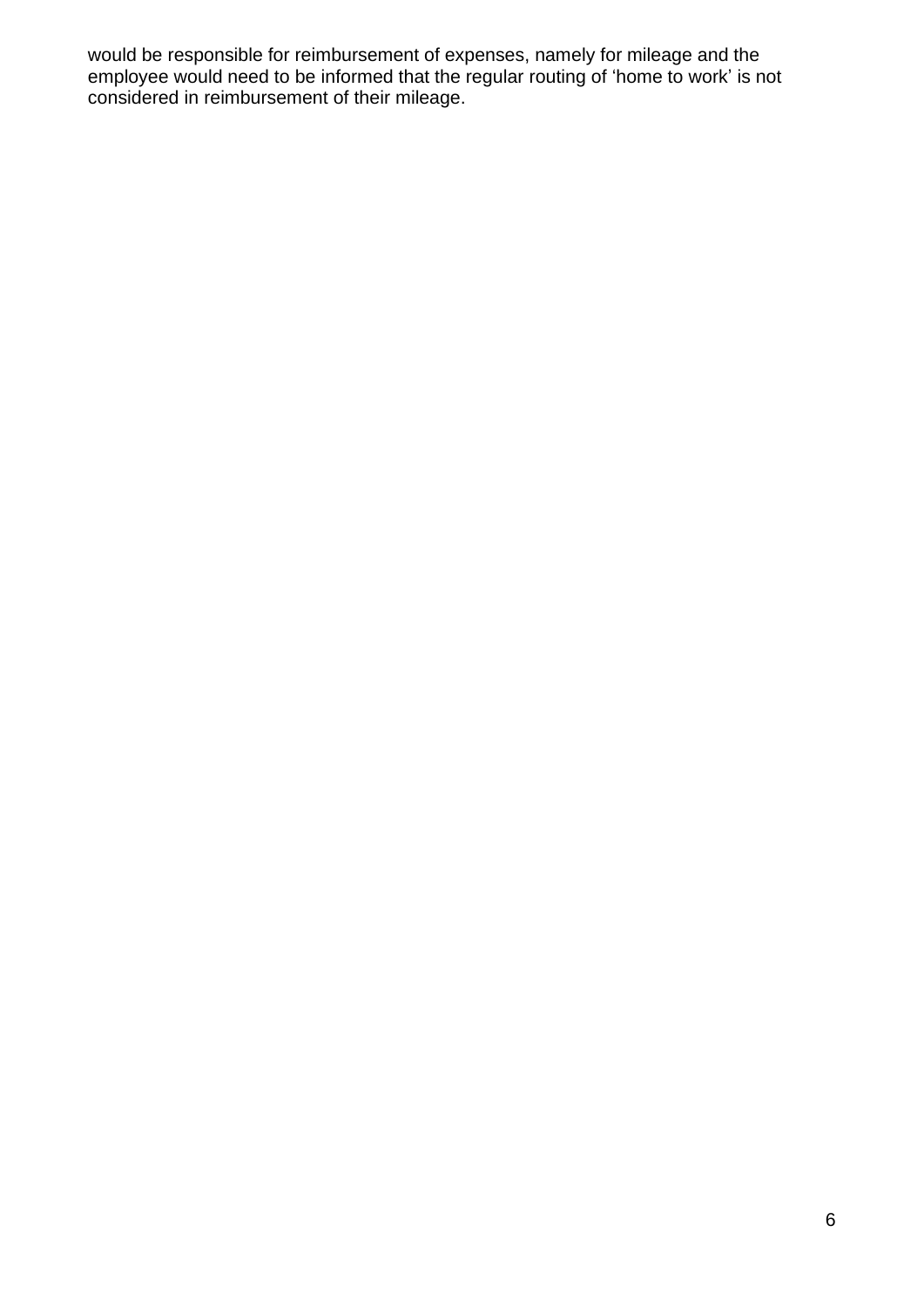would be responsible for reimbursement of expenses, namely for mileage and the employee would need to be informed that the regular routing of ‘home to work’ is not considered in reimbursement of their mileage.